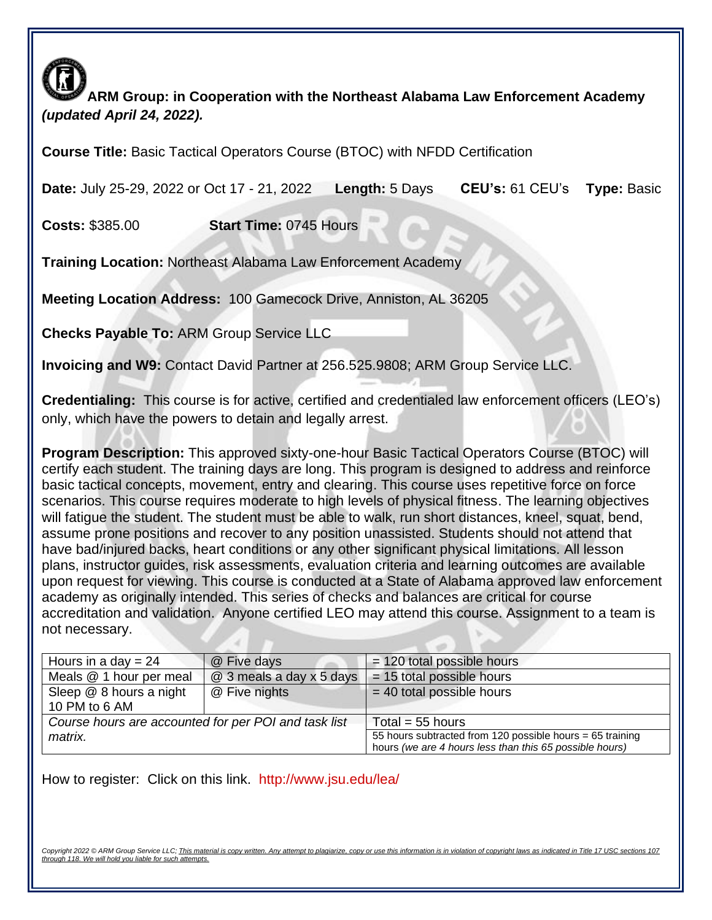**ARM Group: in Cooperation with the Northeast Alabama Law Enforcement Academy** ***(updated April 24, 2022).***

**Course Title:** Basic Tactical Operators Course (BTOC) with NFDD Certification

**Date:** July 25-29, 2022 or Oct 17 - 21, 2022 **Length:** 5 Days **CEU's:** 61 CEU's **Type:** Basic

**Costs:** $385.00 **Start Time:** 0745 Hours

**Training Location:** Northeast Alabama Law Enforcement Academy

**Meeting Location Address:** 100 Gamecock Drive, Anniston, AL 36205

**Checks Payable To:** ARM Group Service LLC

**Invoicing and W9:** Contact David Partner at 256.525.9808; ARM Group Service LLC.

**Credentialing:** This course is for active, certified and credentialed law enforcement officers (LEO's) only, which have the powers to detain and legally arrest.

**Program Description:** This approved sixty-one-hour Basic Tactical Operators Course (BTOC) will certify each student. The training days are long. This program is designed to address and reinforce basic tactical concepts, movement, entry and clearing. This course uses repetitive force on force scenarios. This course requires moderate to high levels of physical fitness. The learning objectives will fatigue the student. The student must be able to walk, run short distances, kneel, squat, bend, assume prone positions and recover to any position unassisted. Students should not attend that have bad/injured backs, heart conditions or any other significant physical limitations. All lesson plans, instructor guides, risk assessments, evaluation criteria and learning outcomes are available upon request for viewing. This course is conducted at a State of Alabama approved law enforcement academy as originally intended. This series of checks and balances are critical for course accreditation and validation. Anyone certified LEO may attend this course. Assignment to a team is not necessary.

| Hours in a day = 24 | @ Five days | = 120 total possible hours |
|---|---|---|
| Meals @ 1 hour per meal | @ 3 meals a day x 5 days | = 15 total possible hours |
| Sleep @ 8 hours a night 10 PM to 6 AM | @ Five nights | = 40 total possible hours |
| *Course hours are accounted for per POI and task list matrix.* | | Total = 55 hours<br>55 hours subtracted from 120 possible hours = 65 training hours *(we are 4 hours less than this 65 possible hours)* |

How to register: Click on this link. http://www.jsu.edu/lea/

*Copyright 2022 © ARM Group Service LLC; This material is copy written. Any attempt to plagiarize, copy or use this information is in violation of copyright laws as indicated in Title 17 USC sections 107 through 118. We will hold you liable for such attempts.*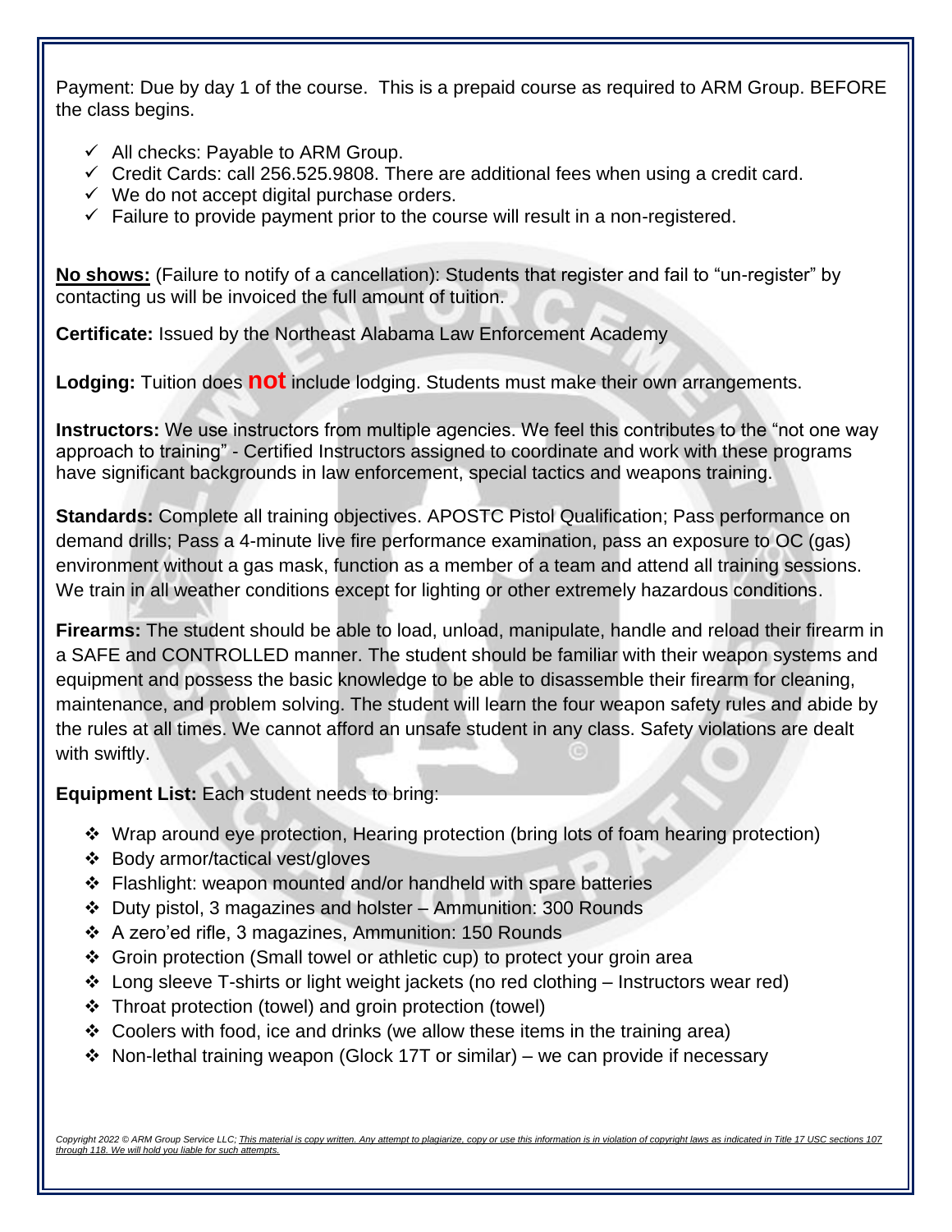Payment: Due by day 1 of the course. This is a prepaid course as required to ARM Group. BEFORE the class begins.

- ✓ All checks: Payable to ARM Group.
- ✓ Credit Cards: call 256.525.9808. There are additional fees when using a credit card.
- ✓ We do not accept digital purchase orders.
- ✓ Failure to provide payment prior to the course will result in a non-registered.

**No shows:** (Failure to notify of a cancellation): Students that register and fail to "un-register" by contacting us will be invoiced the full amount of tuition.

**Certificate:** Issued by the Northeast Alabama Law Enforcement Academy

**Lodging:** Tuition does **not** include lodging. Students must make their own arrangements.

**Instructors:** We use instructors from multiple agencies. We feel this contributes to the "not one way approach to training" - Certified Instructors assigned to coordinate and work with these programs have significant backgrounds in law enforcement, special tactics and weapons training.

**Standards:** Complete all training objectives. APOSTC Pistol Qualification; Pass performance on demand drills; Pass a 4-minute live fire performance examination, pass an exposure to OC (gas) environment without a gas mask, function as a member of a team and attend all training sessions. We train in all weather conditions except for lighting or other extremely hazardous conditions.

**Firearms:** The student should be able to load, unload, manipulate, handle and reload their firearm in a SAFE and CONTROLLED manner. The student should be familiar with their weapon systems and equipment and possess the basic knowledge to be able to disassemble their firearm for cleaning, maintenance, and problem solving. The student will learn the four weapon safety rules and abide by the rules at all times. We cannot afford an unsafe student in any class. Safety violations are dealt with swiftly.

**Equipment List:** Each student needs to bring:

- ❖ Wrap around eye protection, Hearing protection (bring lots of foam hearing protection)
- ❖ Body armor/tactical vest/gloves
- ❖ Flashlight: weapon mounted and/or handheld with spare batteries
- ❖ Duty pistol, 3 magazines and holster – Ammunition: 300 Rounds
- ❖ A zero'ed rifle, 3 magazines, Ammunition: 150 Rounds
- ❖ Groin protection (Small towel or athletic cup) to protect your groin area
- ❖ Long sleeve T-shirts or light weight jackets (no red clothing – Instructors wear red)
- ❖ Throat protection (towel) and groin protection (towel)
- ❖ Coolers with food, ice and drinks (we allow these items in the training area)
- ❖ Non-lethal training weapon (Glock 17T or similar) – we can provide if necessary

*Copyright 2022 © ARM Group Service LLC; This material is copy written. Any attempt to plagiarize, copy or use this information is in violation of copyright laws as indicated in Title 17 USC sections 107 through 118. We will hold you liable for such attempts.*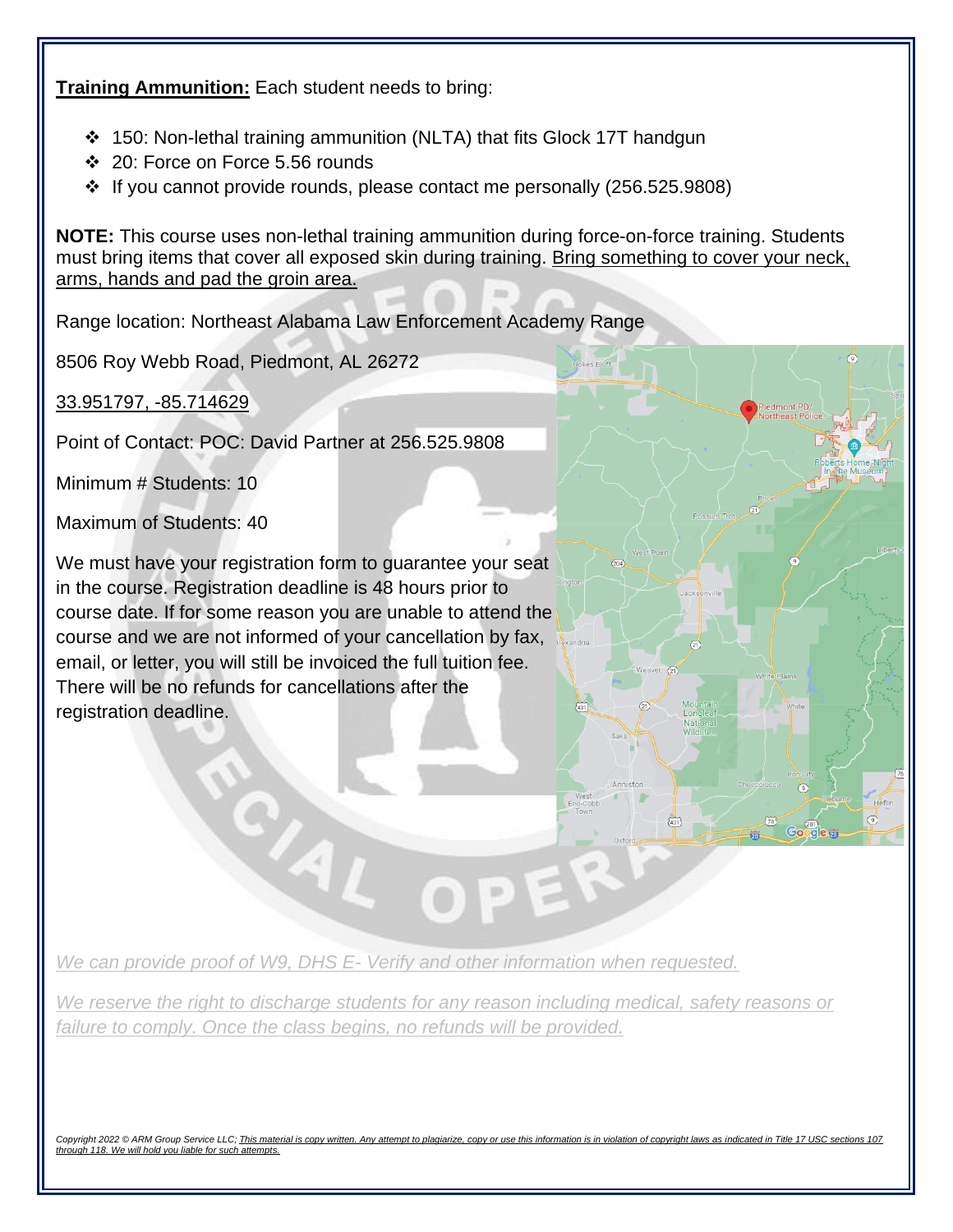**<u>Training Ammunition:</u>** Each student needs to bring:

- 150: Non-lethal training ammunition (NLTA) that fits Glock 17T handgun
- 20: Force on Force 5.56 rounds
- If you cannot provide rounds, please contact me personally (256.525.9808)

**NOTE:** This course uses non-lethal training ammunition during force-on-force training. Students must bring items that cover all exposed skin during training. <u>Bring something to cover your neck, arms, hands and pad the groin area.</u>

Range location: Northeast Alabama Law Enforcement Academy Range

8506 Roy Webb Road, Piedmont, AL 26272

<u>33.951797, -85.714629</u>

Point of Contact: POC: David Partner at 256.525.9808

Minimum # Students: 10

Maximum of Students: 40

We must have your registration form to guarantee your seat in the course. Registration deadline is 48 hours prior to course date. If for some reason you are unable to attend the course and we are not informed of your cancellation by fax, email, or letter, you will still be invoiced the full tuition fee. There will be no refunds for cancellations after the registration deadline.

*<u>We can provide proof of W9, DHS E- Verify and other information when requested.</u>*

*<u>We reserve the right to discharge students for any reason including medical, safety reasons or failure to comply. Once the class begins, no refunds will be provided.</u>*

*Copyright 2022 © ARM Group Service LLC; <u>This material is copy written. Any attempt to plagiarize, copy or use this information is in violation of copyright laws as indicated in Title 17 USC sections 107 through 118. We will hold you liable for such attempts.</u>*